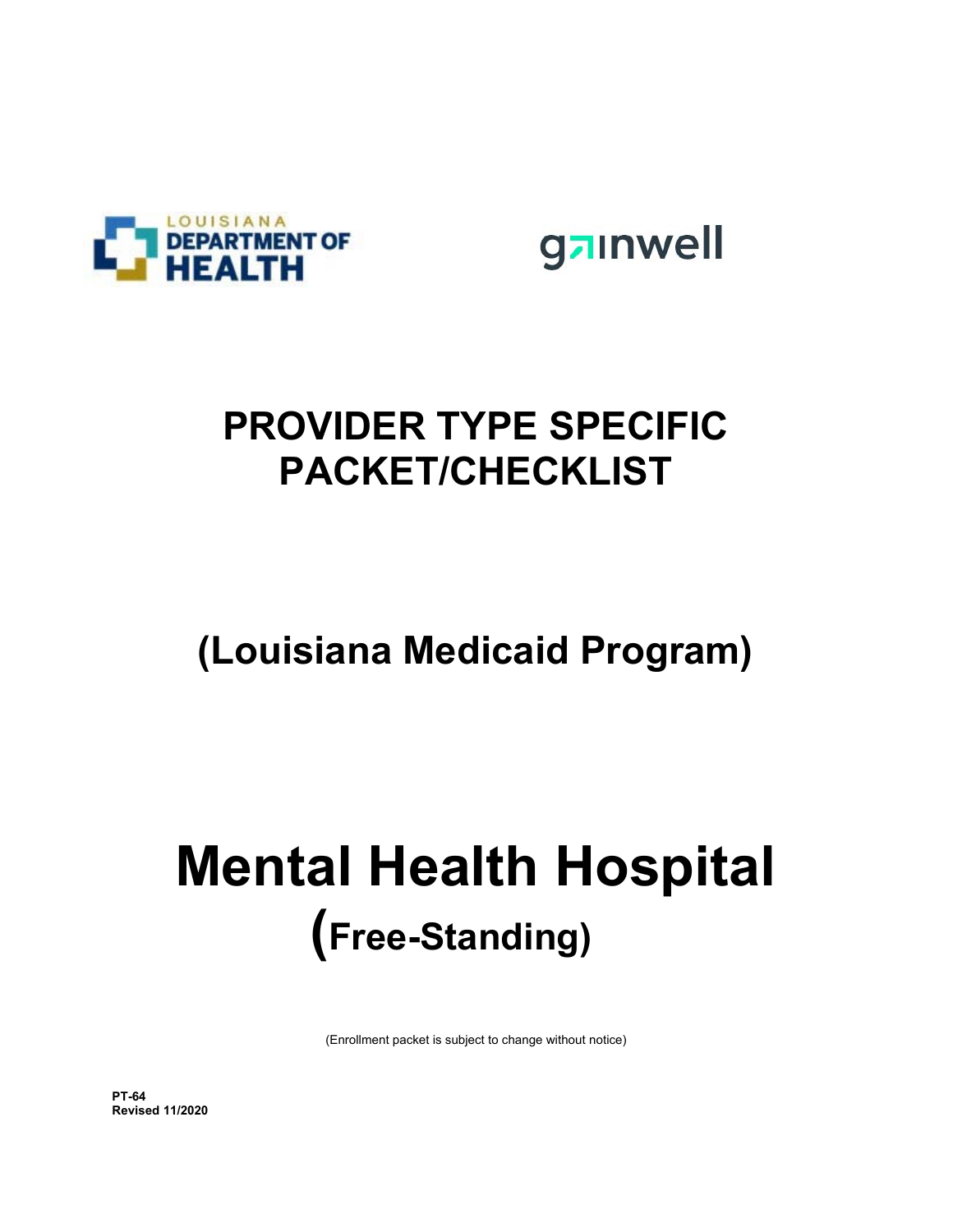LOUISIANA DEPARTMENT OF HEALTH

gainwell

# PROVIDER TYPE SPECIFIC PACKET/CHECKLIST

## (Louisiana Medicaid Program)

# Mental Health Hospital

## (Free-Standing)

(Enrollment packet is subject to change without notice)

**PT-64**
**Revised 11/2020**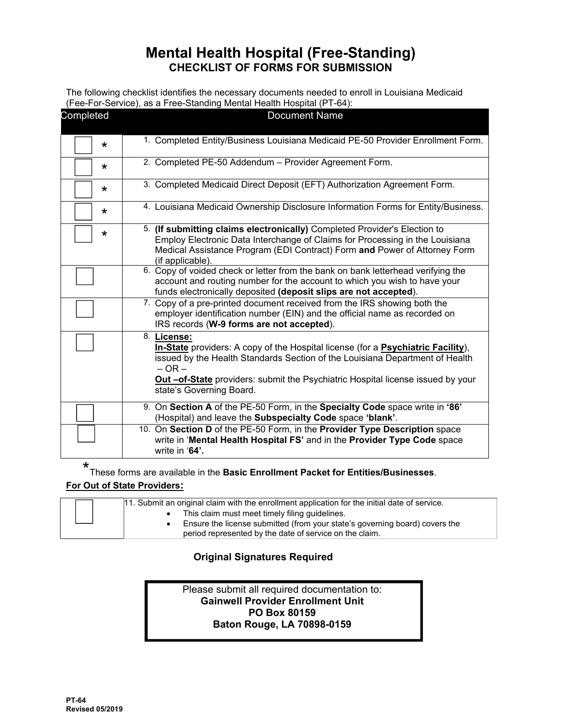# Mental Health Hospital (Free-Standing)

## CHECKLIST OF FORMS FOR SUBMISSION

The following checklist identifies the necessary documents needed to enroll in Louisiana Medicaid (Fee-For-Service), as a Free-Standing Mental Health Hospital (PT-64):

| Completed | Document Name |
|---|---|
| ☐ * | 1. Completed Entity/Business Louisiana Medicaid PE-50 Provider Enrollment Form. |
| ☐ * | 2. Completed PE-50 Addendum – Provider Agreement Form. |
| ☐ * | 3. Completed Medicaid Direct Deposit (EFT) Authorization Agreement Form. |
| ☐ * | 4. Louisiana Medicaid Ownership Disclosure Information Forms for Entity/Business. |
| ☐ * | 5. **(If submitting claims electronically)** Completed Provider's Election to Employ Electronic Data Interchange of Claims for Processing in the Louisiana Medical Assistance Program (EDI Contract) Form **and** Power of Attorney Form (if applicable). |
| ☐ | 6. Copy of voided check or letter from the bank on bank letterhead verifying the account and routing number for the account to which you wish to have your funds electronically deposited **(deposit slips are not accepted)**. |
| ☐ | 7. Copy of a pre-printed document received from the IRS showing both the employer identification number (EIN) and the official name as recorded on IRS records (**W-9 forms are not accepted**). |
| ☐ | 8. **License:** **In-State** providers: A copy of the Hospital license (for a **Psychiatric Facility**), issued by the Health Standards Section of the Louisiana Department of Health – OR – **Out –of-State** providers: submit the Psychiatric Hospital license issued by your state's Governing Board. |
| ☐ | 9. On **Section A** of the PE-50 Form, in the **Specialty Code** space write in **'86'** (Hospital) and leave the **Subspecialty Code** space **'blank'**. |
| ☐ | 10. On **Section D** of the PE-50 Form, in the **Provider Type Description** space write in '**Mental Health Hospital FS'** and in the **Provider Type Code** space write in '**64'.** |

*These forms are available in the **Basic Enrollment Packet for Entities/Businesses**.

**For Out of State Providers:**

| | |
|---|---|
| ☐ | 11. Submit an original claim with the enrollment application for the initial date of service.<br>• This claim must meet timely filing guidelines.<br>• Ensure the license submitted (from your state's governing board) covers the period represented by the date of service on the claim. |

**Original Signatures Required**

Please submit all required documentation to:
**Gainwell Provider Enrollment Unit**
**PO Box 80159**
**Baton Rouge, LA 70898-0159**

**PT-64**
**Revised 05/2019**